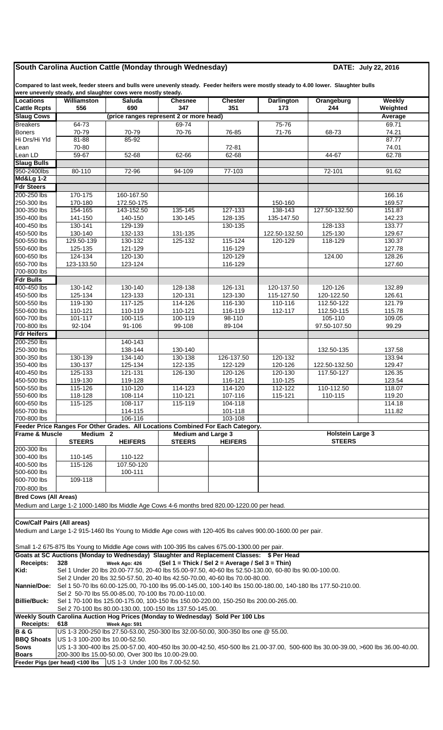# South Carolina Auction Cattle (Monday through Wednesday)

**DATE: July 22, 2016**

**Compared to last week, feeder steers and bulls were unevenly steady. Feeder heifers were mostly steady to 4.00 lower. Slaughter bulls were unevenly steady, and slaughter cows were mostly steady.**

| Locations | Williamston | Saluda | Chesnee | Chester | Darlington | Orangeburg | Weekly |
|---|---|---|---|---|---|---|---|
| Cattle Rcpts | 556 | 690 | 347 | 351 | 173 | 244 | Weighted |
| **Slaug Cows** | (price ranges represent 2 or more head) | | | | | | Average |
| Breakers | 64-73 | | 69-74 | | 75-76 | | 69.71 |
| Boners | 70-79 | 70-79 | 70-76 | 76-85 | 71-76 | 68-73 | 74.21 |
| Hi Drs/Hi Yld | 81-88 | 85-92 | | | | | 87.77 |
| Lean | 70-80 | | | 72-81 | | | 74.01 |
| Lean LD | 59-67 | 52-68 | 62-66 | 62-68 | | 44-67 | 62.78 |
| **Slaug Bulls** | | | | | | | |
| 950-2400lbs | 80-110 | 72-96 | 94-109 | 77-103 | | 72-101 | 91.62 |
| **Md&Lg 1-2** | | | | | | | |
| **Fdr Steers** | | | | | | | |
| 200-250 lbs | 170-175 | 160-167.50 | | | | | 166.16 |
| 250-300 lbs | 170-180 | 172.50-175 | | | 150-160 | | 169.57 |
| 300-350 lbs | 154-165 | 143-152.50 | 135-145 | 127-133 | 138-143 | 127.50-132.50 | 151.87 |
| 350-400 lbs | 141-150 | 140-150 | 130-145 | 128-135 | 135-147.50 | | 142.23 |
| 400-450 lbs | 130-141 | 129-139 | | 130-135 | | 128-133 | 133.77 |
| 450-500 lbs | 130-140 | 132-133 | 131-135 | | 122.50-132.50 | 125-130 | 129.67 |
| 500-550 lbs | 129.50-139 | 130-132 | 125-132 | 115-124 | 120-129 | 118-129 | 130.37 |
| 550-600 lbs | 125-135 | 121-129 | | 116-129 | | | 127.78 |
| 600-650 lbs | 124-134 | 120-130 | | 120-129 | | 124.00 | 128.26 |
| 650-700 lbs | 123-133.50 | 123-124 | | 116-129 | | | 127.60 |
| 700-800 lbs | | | | | | | |
| **Fdr Bulls** | | | | | | | |
| 400-450 lbs | 130-142 | 130-140 | 128-138 | 126-131 | 120-137.50 | 120-126 | 132.89 |
| 450-500 lbs | 125-134 | 123-133 | 120-131 | 123-130 | 115-127.50 | 120-122.50 | 126.61 |
| 500-550 lbs | 119-130 | 117-125 | 114-126 | 116-130 | 110-116 | 112.50-122 | 121.79 |
| 550-600 lbs | 110-121 | 110-119 | 110-121 | 116-119 | 112-117 | 112.50-115 | 115.78 |
| 600-700 lbs | 101-117 | 100-115 | 100-119 | 98-110 | | 105-110 | 109.05 |
| 700-800 lbs | 92-104 | 91-106 | 99-108 | 89-104 | | 97.50-107.50 | 99.29 |
| **Fdr Heifers** | | | | | | | |
| 200-250 lbs | | 140-143 | | | | | |
| 250-300 lbs | | 138-144 | 130-140 | | | 132.50-135 | 137.58 |
| 300-350 lbs | 130-139 | 134-140 | 130-138 | 126-137.50 | 120-132 | | 133.94 |
| 350-400 lbs | 130-137 | 125-134 | 122-135 | 122-129 | 120-126 | 122.50-132.50 | 129.47 |
| 400-450 lbs | 125-133 | 121-131 | 126-130 | 120-126 | 120-130 | 117.50-127 | 126.35 |
| 450-500 lbs | 119-130 | 119-128 | | 116-121 | 110-125 | | 123.54 |
| 500-550 lbs | 115-126 | 110-120 | 114-123 | 114-120 | 112-122 | 110-112.50 | 118.07 |
| 550-600 lbs | 118-128 | 108-114 | 110-121 | 107-116 | 115-121 | 110-115 | 119.20 |
| 600-650 lbs | 115-125 | 108-117 | 115-119 | 104-118 | | | 114.18 |
| 650-700 lbs | | 114-115 | | 101-118 | | | 111.82 |
| 700-800 lbs | | 106-116 | | 103-108 | | | |

**Feeder Price Ranges For Other Grades. All Locations Combined For Each Category.**

| Frame & Muscle | Medium 2 | | Medium and Large 3 | | Holstein Large 3 |
|---|---|---|---|---|---|
| | STEERS | HEIFERS | STEERS | HEIFERS | STEERS |
| 200-300 lbs | | | | | |
| 300-400 lbs | 110-145 | 110-122 | | | |
| 400-500 lbs | 115-126 | 107.50-120 | | | |
| 500-600 lbs | | 100-111 | | | |
| 600-700 lbs | 109-118 | | | | |
| 700-800 lbs | | | | | |

**Bred Cows (All Areas)**

Medium and Large 1-2 1000-1480 lbs Middle Age Cows 4-6 months bred 820.00-1220.00 per head.

**Cow/Calf Pairs (All areas)**

Medium and Large 1-2 915-1460 lbs Young to Middle Age cows with 120-405 lbs calves 900.00-1600.00 per pair.

Small 1-2 675-875 lbs Young to Middle Age cows with 100-395 lbs calves 675.00-1300.00 per pair.

**Goats at SC Auctions (Monday to Wednesday) Slaughter and Replacement Classes: $ Per Head**

**Receipts:** 328 Week Ago: 426 (Sel 1 = Thick / Sel 2 = Average / Sel 3 = Thin)

**Kid:** Sel 1 Under 20 lbs 20.00-77.50, 20-40 lbs 55.00-97.50, 40-60 lbs 52.50-130.00, 60-80 lbs 90.00-100.00.
Sel 2 Under 20 lbs 32.50-57.50, 20-40 lbs 42.50-70.00, 40-60 lbs 70.00-80.00.

**Nannie/Doe:** Sel 1 50-70 lbs 60.00-125.00, 70-100 lbs 95.00-145.00, 100-140 lbs 150.00-180.00, 140-180 lbs 177.50-210.00.
Sel 2 50-70 lbs 55.00-85.00, 70-100 lbs 70.00-110.00.

**Billie/Buck:** Sel 1 70-100 lbs 125.00-175.00, 100-150 lbs 150.00-220.00, 150-250 lbs 200.00-265.00.
Sel 2 70-100 lbs 80.00-130.00, 100-150 lbs 137.50-145.00.

**Weekly South Carolina Auction Hog Prices (Monday to Wednesday) Sold Per 100 Lbs**

**Receipts:** 618 Week Ago: 591

**B & G** US 1-3 200-250 lbs 27.50-53.00, 250-300 lbs 32.00-50.00, 300-350 lbs one @ 55.00.

**BBQ Shoats** US 1-3 100-200 lbs 10.00-52.50.

**Sows** US 1-3 300-400 lbs 25.00-57.00, 400-450 lbs 30.00-42.50, 450-500 lbs 21.00-37.00, 500-600 lbs 30.00-39.00, >600 lbs 36.00-40.00.

**Boars** 200-300 lbs 15.00-50.00, Over 300 lbs 10.00-29.00.

**Feeder Pigs (per head) <100 lbs** US 1-3 Under 100 lbs 7.00-52.50.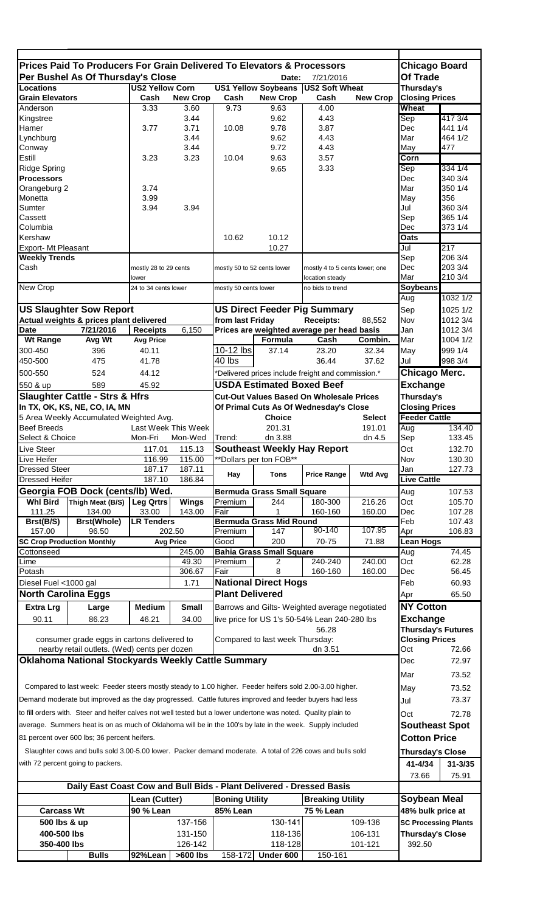## Prices Paid To Producers For Grain Delivered To Elevators & Processors

**Per Bushel As Of Thursday's Close** — Date: 7/21/2016

| Locations | US2 Yellow Corn | | US1 Yellow Soybeans | | US2 Soft Wheat | |
|---|---|---|---|---|---|---|
| **Grain Elevators** | **Cash** | **New Crop** | **Cash** | **New Crop** | **Cash** | **New Crop** |
| Anderson | 3.33 | 3.60 | 9.73 | 9.63 | 4.00 | |
| Kingstree | | 3.44 | | 9.62 | 4.43 | |
| Hamer | 3.77 | 3.71 | 10.08 | 9.78 | 3.87 | |
| Lynchburg | | 3.44 | | 9.62 | 4.43 | |
| Conway | | 3.44 | | 9.72 | 4.43 | |
| Estill | 3.23 | 3.23 | 10.04 | 9.63 | 3.57 | |
| Ridge Spring | | | | 9.65 | 3.33 | |
| **Processors** | | | | | | |
| Orangeburg 2 | 3.74 | | | | | |
| Monetta | 3.99 | | | | | |
| Sumter | 3.94 | 3.94 | | | | |
| Cassett | | | | | | |
| Columbia | | | | | | |
| Kershaw | | | 10.62 | 10.12 | | |
| Export- Mt Pleasant | | | | 10.27 | | |
| **Weekly Trends** | | | | | | |
| Cash | mostly 28 to 29 cents lower | | mostly 50 to 52 cents lower | | mostly 4 to 5 cents lower; one location steady | |
| New Crop | 24 to 34 cents lower | | mostly 50 cents lower | | no bids to trend | |

## Chicago Board Of Trade

Thursday's Closing Prices

| | |
|---|---|
| **Wheat** | |
| Sep | 417 3/4 |
| Dec | 441 1/4 |
| Mar | 464 1/2 |
| May | 477 |
| **Corn** | |
| Sep | 334 1/4 |
| Dec | 340 3/4 |
| Mar | 350 1/4 |
| May | 356 |
| Jul | 360 3/4 |
| Sep | 365 1/4 |
| Dec | 373 1/4 |
| **Oats** | |
| Jul | 217 |
| Sep | 206 3/4 |
| Dec | 203 3/4 |
| Mar | 210 3/4 |
| **Soybeans** | |
| Aug | 1032 1/2 |
| Sep | 1025 1/2 |
| Nov | 1012 3/4 |
| Jan | 1012 3/4 |
| Mar | 1004 1/2 |
| May | 999 1/4 |
| Jul | 998 3/4 |

## US Slaughter Sow Report

Actual weights & prices plant delivered

| Date | 7/21/2016 | Receipts | 6,150 |
|---|---|---|---|
| **Wt Range** | **Avg Wt** | **Avg Price** | |
| 300-450 | 396 | 40.11 | |
| 450-500 | 475 | 41.78 | |
| 500-550 | 524 | 44.12 | |
| 550 & up | 589 | 45.92 | |

## US Direct Feeder Pig Summary

from last Friday — Receipts: 88,552

Prices are weighted average per head basis

| | Formula | Cash | Combin. |
|---|---|---|---|
| 10-12 lbs | 37.14 | 23.20 | 32.34 |
| 40 lbs | | 36.44 | 37.62 |

*Delivered prices include freight and commission.*

## Slaughter Cattle - Strs & Hfrs

In TX, OK, KS, NE, CO, IA, MN

5 Area Weekly Accumulated Weighted Avg.

| Beef Breeds | Last Week | This Week |
|---|---|---|
| Select & Choice | Mon-Fri | Mon-Wed |
| Live Steer | 117.01 | 115.13 |
| Live Heifer | 116.99 | 115.00 |
| Dressed Steer | 187.17 | 187.11 |
| Dressed Heifer | 187.10 | 186.84 |

## USDA Estimated Boxed Beef

Cut-Out Values Based On Wholesale Prices Of Primal Cuts As Of Wednesday's Close

| | Choice | Select |
|---|---|---|
| | 201.31 | 191.01 |
| Trend: | dn 3.88 | dn 4.5 |

## Chicago Merc. Exchange

Thursday's Closing Prices

| | |
|---|---|
| **Feeder Cattle** | |
| Aug | 134.40 |
| Sep | 133.45 |
| Oct | 132.70 |
| Nov | 130.30 |
| Jan | 127.73 |
| **Live Cattle** | |
| Aug | 107.53 |
| Oct | 105.70 |
| Dec | 107.28 |
| Feb | 107.43 |
| Apr | 106.83 |
| **Lean Hogs** | |
| Aug | 74.45 |
| Oct | 62.28 |
| Dec | 56.45 |
| Feb | 60.93 |
| Apr | 65.50 |

## Georgia FOB Dock (cents/lb) Wed.

| Whl Bird | Thigh Meat (B/S) | Leg Qrtrs | Wings |
|---|---|---|---|
| 111.25 | 134.00 | 33.00 | 143.00 |
| **Brst(B/S)** | **Brst(Whole)** | **LR Tenders** | |
| 157.00 | 96.50 | 202.50 | |

## Southeast Weekly Hay Report

**Dollars per ton FOB**

| Hay | Tons | Price Range | Wtd Avg |
|---|---|---|---|
| **Bermuda Grass Small Square** | | | |
| Premium | 244 | 180-300 | 216.26 |
| Fair | 1 | 160-160 | 160.00 |
| **Bermuda Grass Mid Round** | | | |
| Premium | 147 | 90-140 | 107.95 |
| Good | 200 | 70-75 | 71.88 |
| **Bahia Grass Small Square** | | | |
| Premium | 2 | 240-240 | 240.00 |
| Fair | 8 | 160-160 | 160.00 |

## SC Crop Production Monthly

| | Avg Price |
|---|---|
| Cottonseed | 245.00 |
| Lime | 49.30 |
| Potash | 306.67 |
| Diesel Fuel <1000 gal | 1.71 |

## National Direct Hogs

**Plant Delivered**

Barrows and Gilts- Weighted average negotiated live price for US 1's 50-54% Lean 240-280 lbs

56.28

Compared to last week Thursday: dn 3.51

## North Carolina Eggs

| Extra Lrg | Large | Medium | Small |
|---|---|---|---|
| 90.11 | 86.23 | 46.21 | 34.00 |

consumer grade eggs in cartons delivered to nearby retail outlets. (Wed) cents per dozen

## NY Cotton Exchange

Thursday's Futures Closing Prices

| | |
|---|---|
| Oct | 72.66 |
| Dec | 72.97 |
| Mar | 73.52 |
| May | 73.52 |
| Jul | 73.37 |
| Oct | 72.78 |

## Oklahoma National Stockyards Weekly Cattle Summary

Compared to last week: Feeder steers mostly steady to 1.00 higher. Feeder heifers sold 2.00-3.00 higher. Demand moderate but improved as the day progressed. Cattle futures improved and feeder buyers had less to fill orders with. Steer and heifer calves not well tested but a lower undertone was noted. Quality plain to average. Summers heat is on as much of Oklahoma will be in the 100's by late in the week. Supply included 81 percent over 600 lbs; 36 percent heifers.

Slaughter cows and bulls sold 3.00-5.00 lower. Packer demand moderate. A total of 226 cows and bulls sold with 72 percent going to packers.

## Southeast Spot Cotton Price

Thursday's Close

| 41-4/34 | 31-3/35 |
|---|---|
| 73.66 | 75.91 |

## Daily East Coast Cow and Bull Bids - Plant Delivered - Dressed Basis

| Carcass Wt | Lean (Cutter) 90 % Lean | Boning Utility 85% Lean | Breaking Utility 75 % Lean |
|---|---|---|---|
| 500 lbs & up | 137-156 | 130-141 | 109-136 |
| 400-500 lbs | 131-150 | 118-136 | 106-131 |
| 350-400 lbs | 126-142 | 118-128 | 101-121 |

| Bulls | 92%Lean | >600 lbs | 158-172 | Under 600 | 150-161 |
|---|---|---|---|---|---|

## Soybean Meal

48% bulk price at SC Processing Plants

Thursday's Close

392.50